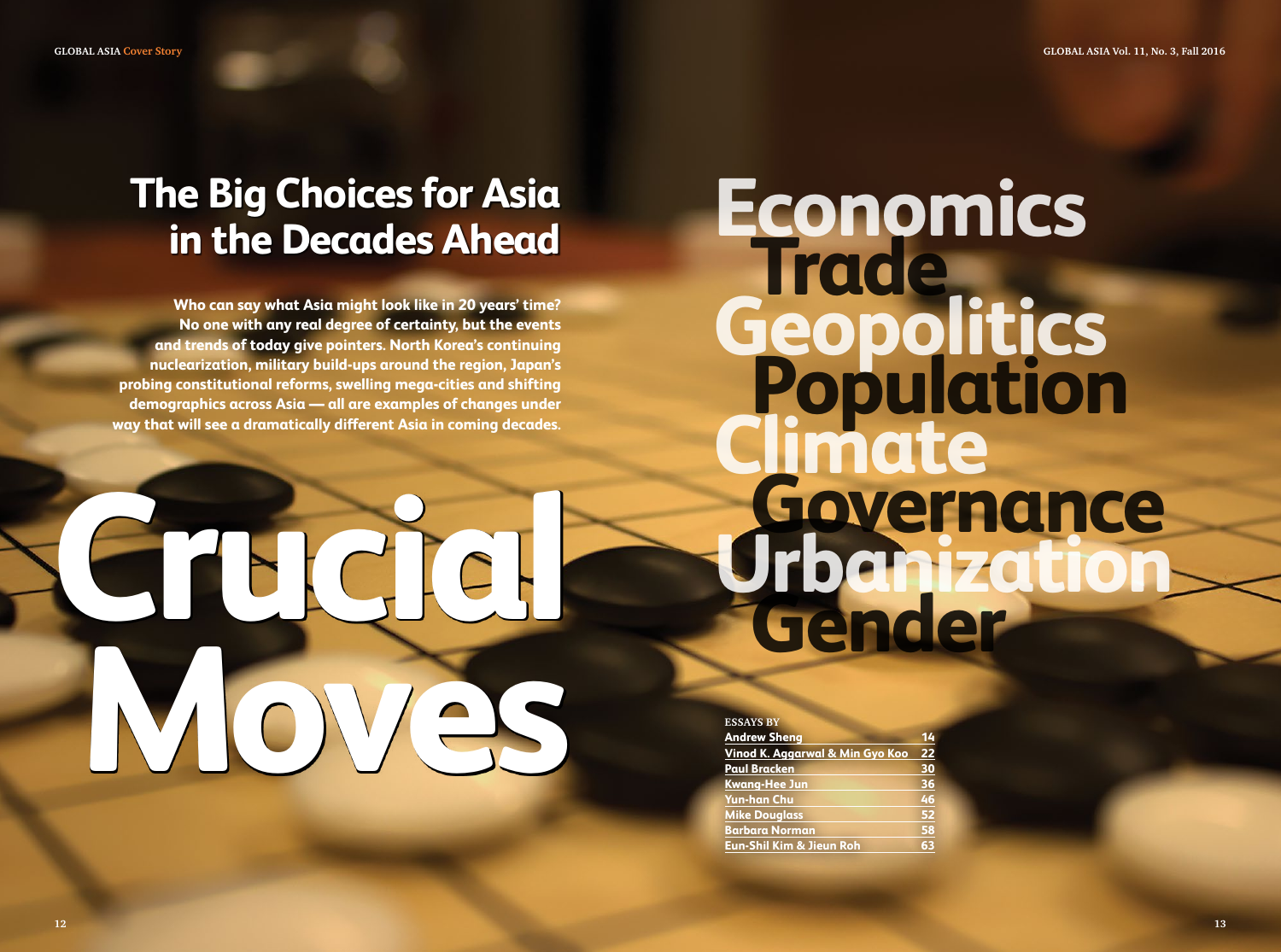# The Big Choices for Asia in the Decades Ahead

**Who can say what Asia might look like in 20 years' time? No one with any real degree of certainty, but the events and trends of today give pointers. North Korea's continuing nuclearization, military build-ups around the region, Japan's probing constitutional reforms, swelling mega-cities and shifting demographics across Asia — all are examples of changes under way that will see a dramatically different Asia in coming decades.**

# Crucial Moves

## Economics
## Trade
## Geopolitics
## Population
## Climate
## Governance
## Urbanization
## Gender

ESSAYS BY

| | |
|---|---|
| Andrew Sheng | 14 |
| Vinod K. Aggarwal & Min Gyo Koo | 22 |
| Paul Bracken | 30 |
| Kwang-Hee Jun | 36 |
| Yun-han Chu | 46 |
| Mike Douglass | 52 |
| Barbara Norman | 58 |
| Eun-Shil Kim & Jieun Roh | 63 |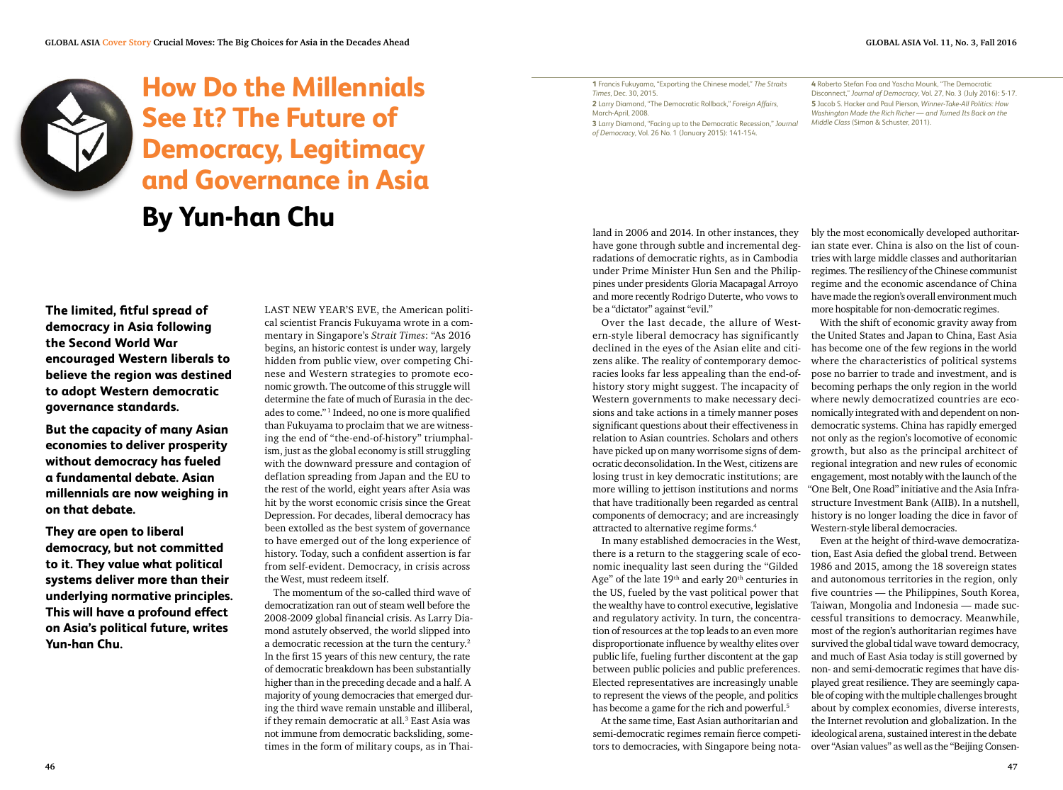# How Do the Millennials See It? The Future of Democracy, Legitimacy and Governance in Asia

## By Yun-han Chu

**The limited, fitful spread of democracy in Asia following the Second World War encouraged Western liberals to believe the region was destined to adopt Western democratic governance standards.**

**But the capacity of many Asian economies to deliver prosperity without democracy has fueled a fundamental debate. Asian millennials are now weighing in on that debate.**

**They are open to liberal democracy, but not committed to it. They value what political systems deliver more than their underlying normative principles. This will have a profound effect on Asia's political future, writes Yun-han Chu.**

LAST NEW YEAR'S EVE, the American political scientist Francis Fukuyama wrote in a commentary in Singapore's *Strait Times*: "As 2016 begins, an historic contest is under way, largely hidden from public view, over competing Chinese and Western strategies to promote economic growth. The outcome of this struggle will determine the fate of much of Eurasia in the decades to come."[1] Indeed, no one is more qualified than Fukuyama to proclaim that we are witnessing the end of "the-end-of-history" triumphalism, just as the global economy is still struggling with the downward pressure and contagion of deflation spreading from Japan and the EU to the rest of the world, eight years after Asia was hit by the worst economic crisis since the Great Depression. For decades, liberal democracy has been extolled as the best system of governance to have emerged out of the long experience of history. Today, such a confident assertion is far from self-evident. Democracy, in crisis across the West, must redeem itself.

The momentum of the so-called third wave of democratization ran out of steam well before the 2008-2009 global financial crisis. As Larry Diamond astutely observed, the world slipped into a democratic recession at the turn the century.[2] In the first 15 years of this new century, the rate of democratic breakdown has been substantially higher than in the preceding decade and a half. A majority of young democracies that emerged during the third wave remain unstable and illiberal, if they remain democratic at all.[3] East Asia was not immune from democratic backsliding, sometimes in the form of military coups, as in Thailand in 2006 and 2014. In other instances, they have gone through subtle and incremental degradations of democratic rights, as in Cambodia under Prime Minister Hun Sen and the Philippines under presidents Gloria Macapagal Arroyo and more recently Rodrigo Duterte, who vows to be a "dictator" against "evil."

Over the last decade, the allure of Western-style liberal democracy has significantly declined in the eyes of the Asian elite and citizens alike. The reality of contemporary democracies looks far less appealing than the end-of-history story might suggest. The incapacity of Western governments to make necessary decisions and take actions in a timely manner poses significant questions about their effectiveness in relation to Asian countries. Scholars and others have picked up on many worrisome signs of democratic deconsolidation. In the West, citizens are losing trust in key democratic institutions; are more willing to jettison institutions and norms that have traditionally been regarded as central components of democracy; and are increasingly attracted to alternative regime forms.[4]

In many established democracies in the West, there is a return to the staggering scale of economic inequality last seen during the "Gilded Age" of the late 19th and early 20th centuries in the US, fueled by the vast political power that the wealthy have to control executive, legislative and regulatory activity. In turn, the concentration of resources at the top leads to an even more disproportionate influence by wealthy elites over public life, fueling further discontent at the gap between public policies and public preferences. Elected representatives are increasingly unable to represent the views of the people, and politics has become a game for the rich and powerful.[5]

At the same time, East Asian authoritarian and semi-democratic regimes remain fierce competitors to democracies, with Singapore being notably the most economically developed authoritarian state ever. China is also on the list of countries with large middle classes and authoritarian regimes. The resiliency of the Chinese communist regime and the economic ascendance of China have made the region's overall environment much more hospitable for non-democratic regimes.

With the shift of economic gravity away from the United States and Japan to China, East Asia has become one of the few regions in the world where the characteristics of political systems pose no barrier to trade and investment, and is becoming perhaps the only region in the world where newly democratized countries are economically integrated with and dependent on non-democratic systems. China has rapidly emerged not only as the region's locomotive of economic growth, but also as the principal architect of regional integration and new rules of economic engagement, most notably with the launch of the "One Belt, One Road" initiative and the Asia Infrastructure Investment Bank (AIIB). In a nutshell, history is no longer loading the dice in favor of Western-style liberal democracies.

Even at the height of third-wave democratization, East Asia defied the global trend. Between 1986 and 2015, among the 18 sovereign states and autonomous territories in the region, only five countries — the Philippines, South Korea, Taiwan, Mongolia and Indonesia — made successful transitions to democracy. Meanwhile, most of the region's authoritarian regimes have survived the global tidal wave toward democracy, and much of East Asia today is still governed by non- and semi-democratic regimes that have displayed great resilience. They are seemingly capable of coping with the multiple challenges brought about by complex economies, diverse interests, the Internet revolution and globalization. In the ideological arena, sustained interest in the debate over "Asian values" as well as the "Beijing Consen-

---

1 Francis Fukuyama, "Exporting the Chinese model," *The Straits Times*, Dec. 30, 2015.

2 Larry Diamond, "The Democratic Rollback," *Foreign Affairs*, March-April, 2008.

3 Larry Diamond, "Facing up to the Democratic Recession," *Journal of Democracy*, Vol. 26 No. 1 (January 2015): 141-154.

4 Roberto Stefan Foa and Yascha Mounk, "The Democratic Disconnect," *Journal of Democracy*, Vol. 27, No. 3 (July 2016): 5-17.

5 Jacob S. Hacker and Paul Pierson, *Winner-Take-All Politics: How Washington Made the Rich Richer — and Turned Its Back on the Middle Class* (Simon & Schuster, 2011).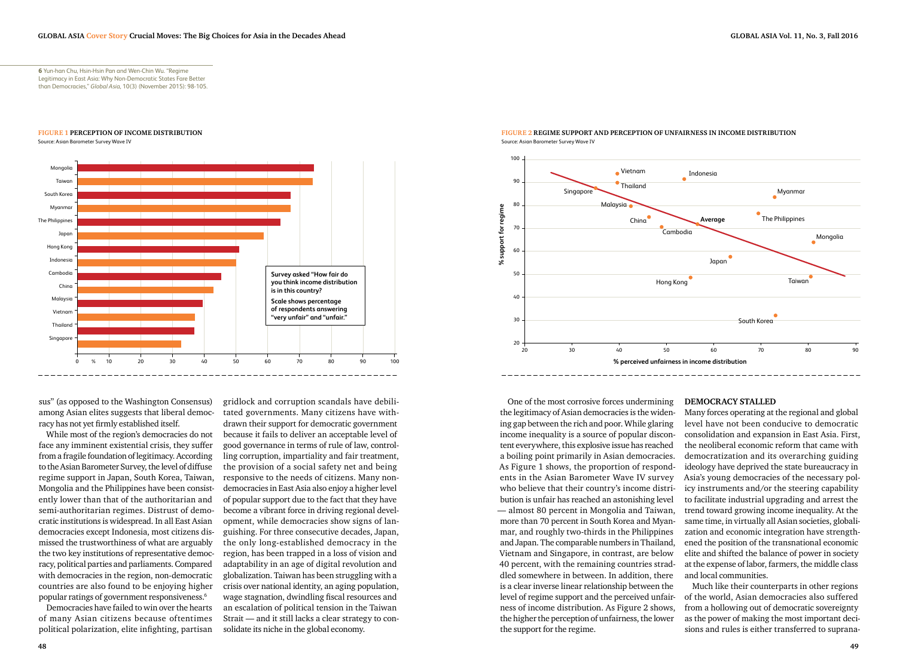[6] Yun-han Chu, Hsin-Hsin Pan and Wen-Chin Wu. "Regime Legitimacy in East Asia: Why Non-Democratic States Fare Better than Democracies," *Global Asia*, 10(3) (November 2015): 98-105.

**FIGURE 1 PERCEPTION OF INCOME DISTRIBUTION**

Source: Asian Barometer Survey Wave IV

Survey asked "How fair do you think income distribution is in this country? Scale shows percentage of respondents answering "very unfair" and "unfair."

**FIGURE 2 REGIME SUPPORT AND PERCEPTION OF UNFAIRNESS IN INCOME DISTRIBUTION**

Source: Asian Barometer Survey Wave IV

sus" (as opposed to the Washington Consensus) among Asian elites suggests that liberal democracy has not yet firmly established itself.

While most of the region's democracies do not face any imminent existential crisis, they suffer from a fragile foundation of legitimacy. According to the Asian Barometer Survey, the level of diffuse regime support in Japan, South Korea, Taiwan, Mongolia and the Philippines have been consistently lower than that of the authoritarian and semi-authoritarian regimes. Distrust of democratic institutions is widespread. In all East Asian democracies except Indonesia, most citizens dismissed the trustworthiness of what are arguably the two key institutions of representative democracy, political parties and parliaments. Compared with democracies in the region, non-democratic countries are also found to be enjoying higher popular ratings of government responsiveness.[6]

Democracies have failed to win over the hearts of many Asian citizens because oftentimes political polarization, elite infighting, partisan gridlock and corruption scandals have debilitated governments. Many citizens have withdrawn their support for democratic government because it fails to deliver an acceptable level of good governance in terms of rule of law, controlling corruption, impartiality and fair treatment, the provision of a social safety net and being responsive to the needs of citizens. Many non-democracies in East Asia also enjoy a higher level of popular support due to the fact that they have become a vibrant force in driving regional development, while democracies show signs of languishing. For three consecutive decades, Japan, the only long-established democracy in the region, has been trapped in a loss of vision and adaptability in an age of digital revolution and globalization. Taiwan has been struggling with a crisis over national identity, an aging population, wage stagnation, dwindling fiscal resources and an escalation of political tension in the Taiwan Strait — and it still lacks a clear strategy to consolidate its niche in the global economy.

One of the most corrosive forces undermining the legitimacy of Asian democracies is the widening gap between the rich and poor. While glaring income inequality is a source of popular discontent everywhere, this explosive issue has reached a boiling point primarily in Asian democracies. As Figure 1 shows, the proportion of respondents in the Asian Barometer Wave IV survey who believe that their country's income distribution is unfair has reached an astonishing level — almost 80 percent in Mongolia and Taiwan, more than 70 percent in South Korea and Myanmar, and roughly two-thirds in the Philippines and Japan. The comparable numbers in Thailand, Vietnam and Singapore, in contrast, are below 40 percent, with the remaining countries straddled somewhere in between. In addition, there is a clear inverse linear relationship between the level of regime support and the perceived unfairness of income distribution. As Figure 2 shows, the higher the perception of unfairness, the lower the support for the regime.

## DEMOCRACY STALLED

Many forces operating at the regional and global level have not been conducive to democratic consolidation and expansion in East Asia. First, the neoliberal economic reform that came with democratization and its overarching guiding ideology have deprived the state bureaucracy in Asia's young democracies of the necessary policy instruments and/or the steering capability to facilitate industrial upgrading and arrest the trend toward growing income inequality. At the same time, in virtually all Asian societies, globalization and economic integration have strengthened the position of the transnational economic elite and shifted the balance of power in society at the expense of labor, farmers, the middle class and local communities.

Much like their counterparts in other regions of the world, Asian democracies also suffered from a hollowing out of democratic sovereignty as the power of making the most important decisions and rules is either transferred to suprana-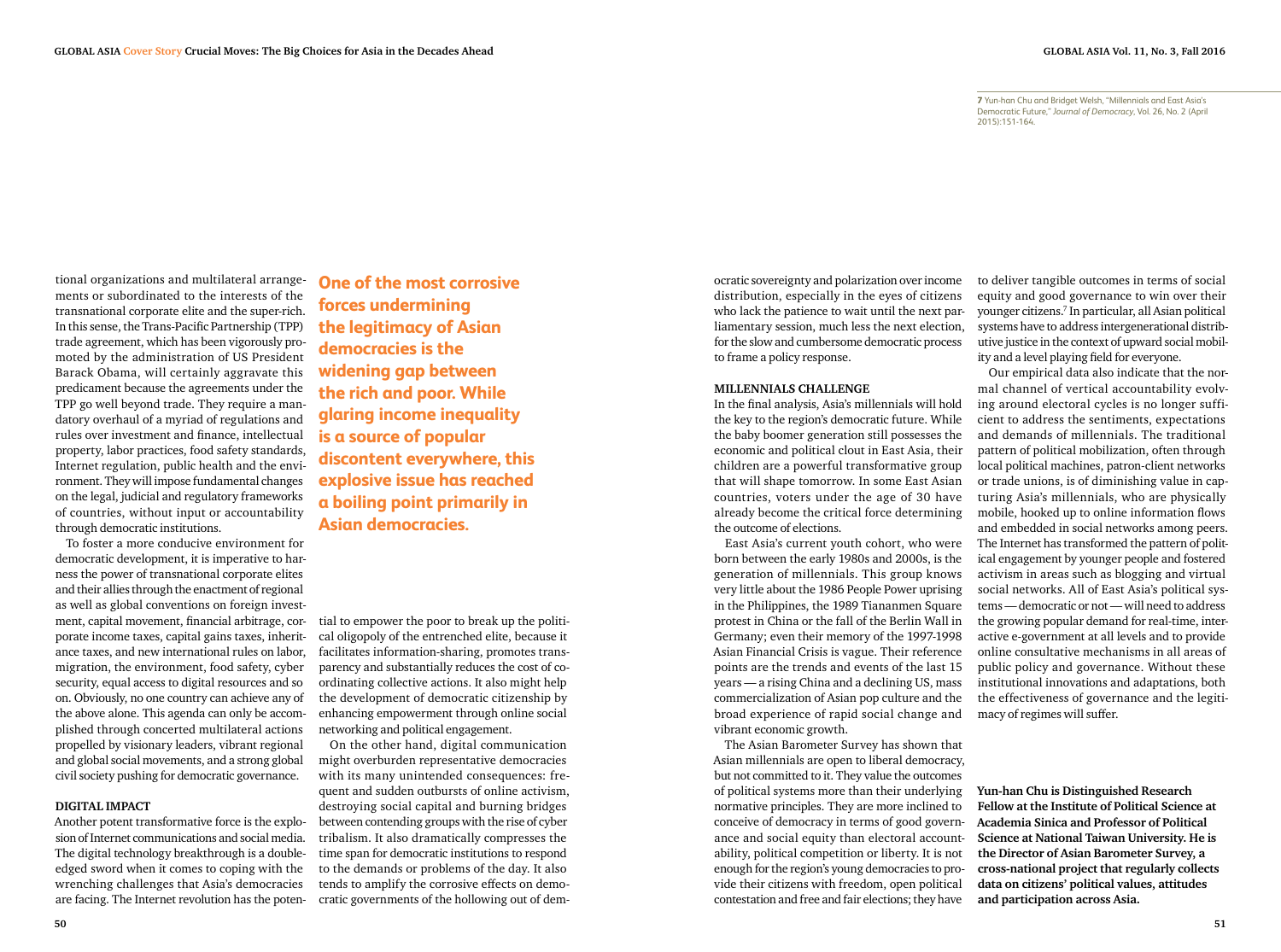tional organizations and multilateral arrangements or subordinated to the interests of the transnational corporate elite and the super-rich. In this sense, the Trans-Pacific Partnership (TPP) trade agreement, which has been vigorously promoted by the administration of US President Barack Obama, will certainly aggravate this predicament because the agreements under the TPP go well beyond trade. They require a mandatory overhaul of a myriad of regulations and rules over investment and finance, intellectual property, labor practices, food safety standards, Internet regulation, public health and the environment. They will impose fundamental changes on the legal, judicial and regulatory frameworks of countries, without input or accountability through democratic institutions.

To foster a more conducive environment for democratic development, it is imperative to harness the power of transnational corporate elites and their allies through the enactment of regional as well as global conventions on foreign investment, capital movement, financial arbitrage, corporate income taxes, capital gains taxes, inheritance taxes, and new international rules on labor, migration, the environment, food safety, cyber security, equal access to digital resources and so on. Obviously, no one country can achieve any of the above alone. This agenda can only be accomplished through concerted multilateral actions propelled by visionary leaders, vibrant regional and global social movements, and a strong global civil society pushing for democratic governance.

**One of the most corrosive forces undermining the legitimacy of Asian democracies is the widening gap between the rich and poor. While glaring income inequality is a source of popular discontent everywhere, this explosive issue has reached a boiling point primarily in Asian democracies.**

### DIGITAL IMPACT

Another potent transformative force is the explosion of Internet communications and social media. The digital technology breakthrough is a double-edged sword when it comes to coping with the wrenching challenges that Asia's democracies are facing. The Internet revolution has the potential to empower the poor to break up the political oligopoly of the entrenched elite, because it facilitates information-sharing, promotes transparency and substantially reduces the cost of coordinating collective actions. It also might help the development of democratic citizenship by enhancing empowerment through online social networking and political engagement.

On the other hand, digital communication might overburden representative democracies with its many unintended consequences: frequent and sudden outbursts of online activism, destroying social capital and burning bridges between contending groups with the rise of cyber tribalism. It also dramatically compresses the time span for democratic institutions to respond to the demands or problems of the day. It also tends to amplify the corrosive effects on democratic governments of the hollowing out of democratic sovereignty and polarization over income distribution, especially in the eyes of citizens who lack the patience to wait until the next parliamentary session, much less the next election, for the slow and cumbersome democratic process to frame a policy response.

### MILLENNIALS CHALLENGE

In the final analysis, Asia's millennials will hold the key to the region's democratic future. While the baby boomer generation still possesses the economic and political clout in East Asia, their children are a powerful transformative group that will shape tomorrow. In some East Asian countries, voters under the age of 30 have already become the critical force determining the outcome of elections.

East Asia's current youth cohort, who were born between the early 1980s and 2000s, is the generation of millennials. This group knows very little about the 1986 People Power uprising in the Philippines, the 1989 Tiananmen Square protest in China or the fall of the Berlin Wall in Germany; even their memory of the 1997-1998 Asian Financial Crisis is vague. Their reference points are the trends and events of the last 15 years — a rising China and a declining US, mass commercialization of Asian pop culture and the broad experience of rapid social change and vibrant economic growth.

The Asian Barometer Survey has shown that Asian millennials are open to liberal democracy, but not committed to it. They value the outcomes of political systems more than their underlying normative principles. They are more inclined to conceive of democracy in terms of good governance and social equity than electoral accountability, political competition or liberty. It is not enough for the region's young democracies to provide their citizens with freedom, open political contestation and free and fair elections; they have to deliver tangible outcomes in terms of social equity and good governance to win over their younger citizens.[7] In particular, all Asian political systems have to address intergenerational distributive justice in the context of upward social mobility and a level playing field for everyone.

Our empirical data also indicate that the normal channel of vertical accountability evolving around electoral cycles is no longer sufficient to address the sentiments, expectations and demands of millennials. The traditional pattern of political mobilization, often through local political machines, patron-client networks or trade unions, is of diminishing value in capturing Asia's millennials, who are physically mobile, hooked up to online information flows and embedded in social networks among peers. The Internet has transformed the pattern of political engagement by younger people and fostered activism in areas such as blogging and virtual social networks. All of East Asia's political systems — democratic or not — will need to address the growing popular demand for real-time, interactive e-government at all levels and to provide online consultative mechanisms in all areas of public policy and governance. Without these institutional innovations and adaptations, both the effectiveness of governance and the legitimacy of regimes will suffer.

**Yun-han Chu is Distinguished Research Fellow at the Institute of Political Science at Academia Sinica and Professor of Political Science at National Taiwan University. He is the Director of Asian Barometer Survey, a cross-national project that regularly collects data on citizens' political values, attitudes and participation across Asia.**

---

7 Yun-han Chu and Bridget Welsh, "Millennials and East Asia's Democratic Future," *Journal of Democracy*, Vol. 26, No. 2 (April 2015):151-164.